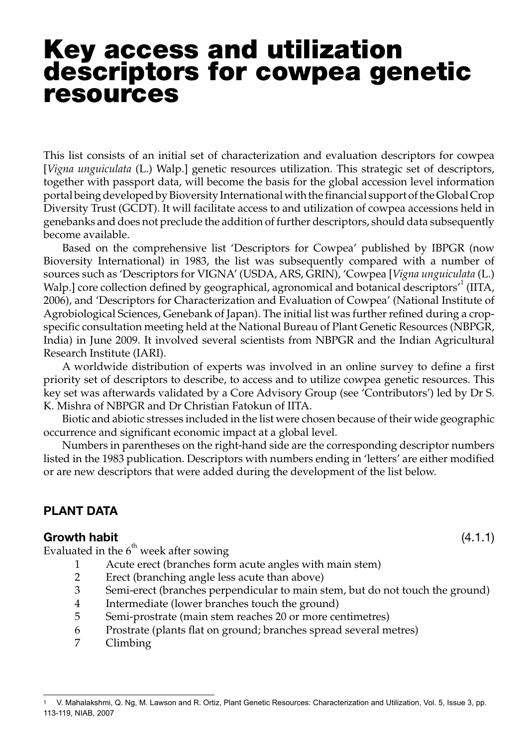# Key access and utilization descriptors for cowpea genetic resources

This list consists of an initial set of characterization and evaluation descriptors for cowpea [*Vigna unguiculata* (L.) Walp.] genetic resources utilization. This strategic set of descriptors, together with passport data, will become the basis for the global accession level information portal being developed by Bioversity International with the financial support of the Global Crop Diversity Trust (GCDT). It will facilitate access to and utilization of cowpea accessions held in genebanks and does not preclude the addition of further descriptors, should data subsequently become available.

Based on the comprehensive list 'Descriptors for Cowpea' published by IBPGR (now Bioversity International) in 1983, the list was subsequently compared with a number of sources such as 'Descriptors for VIGNA' (USDA, ARS, GRIN), 'Cowpea [*Vigna unguiculata* (L.) Walp.] core collection defined by geographical, agronomical and botanical descriptors'[1] (IITA, 2006), and 'Descriptors for Characterization and Evaluation of Cowpea' (National Institute of Agrobiological Sciences, Genebank of Japan). The initial list was further refined during a crop-specific consultation meeting held at the National Bureau of Plant Genetic Resources (NBPGR, India) in June 2009. It involved several scientists from NBPGR and the Indian Agricultural Research Institute (IARI).

A worldwide distribution of experts was involved in an online survey to define a first priority set of descriptors to describe, to access and to utilize cowpea genetic resources. This key set was afterwards validated by a Core Advisory Group (see 'Contributors') led by Dr S. K. Mishra of NBPGR and Dr Christian Fatokun of IITA.

Biotic and abiotic stresses included in the list were chosen because of their wide geographic occurrence and significant economic impact at a global level.

Numbers in parentheses on the right-hand side are the corresponding descriptor numbers listed in the 1983 publication. Descriptors with numbers ending in 'letters' are either modified or are new descriptors that were added during the development of the list below.

## PLANT DATA

### Growth habit (4.1.1)

Evaluated in the 6th week after sowing

1 Acute erect (branches form acute angles with main stem)
2 Erect (branching angle less acute than above)
3 Semi-erect (branches perpendicular to main stem, but do not touch the ground)
4 Intermediate (lower branches touch the ground)
5 Semi-prostrate (main stem reaches 20 or more centimetres)
6 Prostrate (plants flat on ground; branches spread several metres)
7 Climbing

[1] V. Mahalakshmi, Q. Ng, M. Lawson and R. Ortiz, Plant Genetic Resources: Characterization and Utilization, Vol. 5, Issue 3, pp. 113-119, NIAB, 2007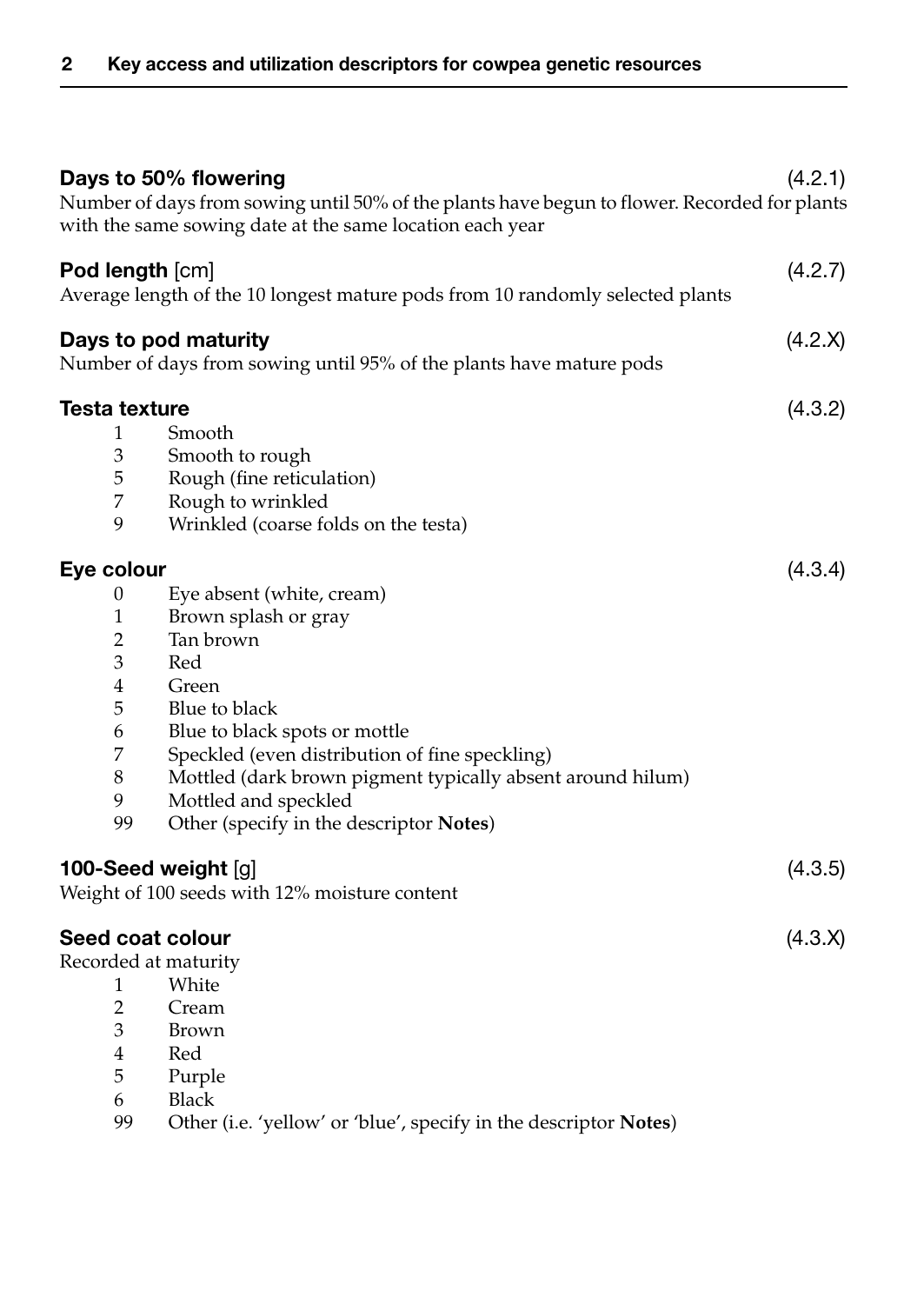**Days to 50% flowering** (4.2.1)

Number of days from sowing until 50% of the plants have begun to flower. Recorded for plants with the same sowing date at the same location each year

**Pod length** [cm] (4.2.7)

Average length of the 10 longest mature pods from 10 randomly selected plants

**Days to pod maturity** (4.2.X)

Number of days from sowing until 95% of the plants have mature pods

**Testa texture** (4.3.2)

- 1 Smooth
- 3 Smooth to rough
- 5 Rough (fine reticulation)
- 7 Rough to wrinkled
- 9 Wrinkled (coarse folds on the testa)

**Eye colour** (4.3.4)

- 0 Eye absent (white, cream)
- 1 Brown splash or gray
- 2 Tan brown
- 3 Red
- 4 Green
- 5 Blue to black
- 6 Blue to black spots or mottle
- 7 Speckled (even distribution of fine speckling)
- 8 Mottled (dark brown pigment typically absent around hilum)
- 9 Mottled and speckled
- 99 Other (specify in the descriptor **Notes**)

**100-Seed weight** [g] (4.3.5)

Weight of 100 seeds with 12% moisture content

**Seed coat colour** (4.3.X)

Recorded at maturity

- 1 White
- 2 Cream
- 3 Brown
- 4 Red
- 5 Purple
- 6 Black
- 99 Other (i.e. 'yellow' or 'blue', specify in the descriptor **Notes**)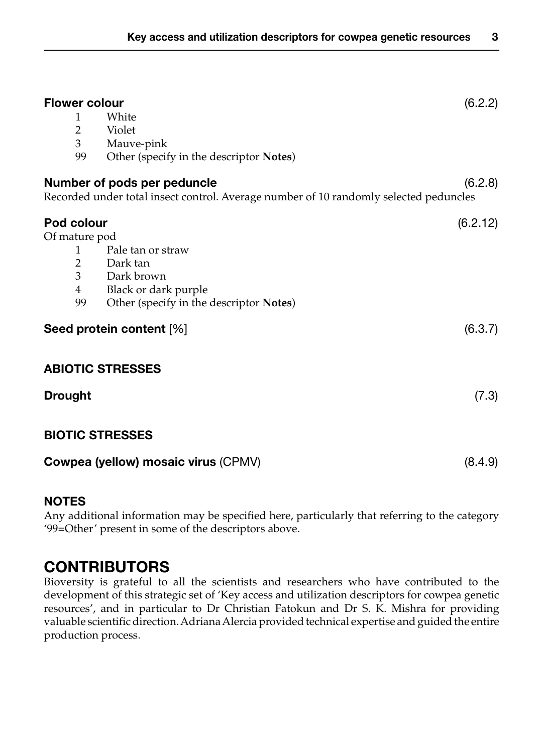**Flower colour** (6.2.2)

1 White
2 Violet
3 Mauve-pink
99 Other (specify in the descriptor **Notes**)

**Number of pods per peduncle** (6.2.8)

Recorded under total insect control. Average number of 10 randomly selected peduncles

**Pod colour** (6.2.12)

Of mature pod

1 Pale tan or straw
2 Dark tan
3 Dark brown
4 Black or dark purple
99 Other (specify in the descriptor **Notes**)

**Seed protein content** [%] (6.3.7)

## ABIOTIC STRESSES

**Drought** (7.3)

## BIOTIC STRESSES

**Cowpea (yellow) mosaic virus** (CPMV) (8.4.9)

## NOTES

Any additional information may be specified here, particularly that referring to the category '99=Other' present in some of the descriptors above.

# CONTRIBUTORS

Bioversity is grateful to all the scientists and researchers who have contributed to the development of this strategic set of 'Key access and utilization descriptors for cowpea genetic resources', and in particular to Dr Christian Fatokun and Dr S. K. Mishra for providing valuable scientific direction. Adriana Alercia provided technical expertise and guided the entire production process.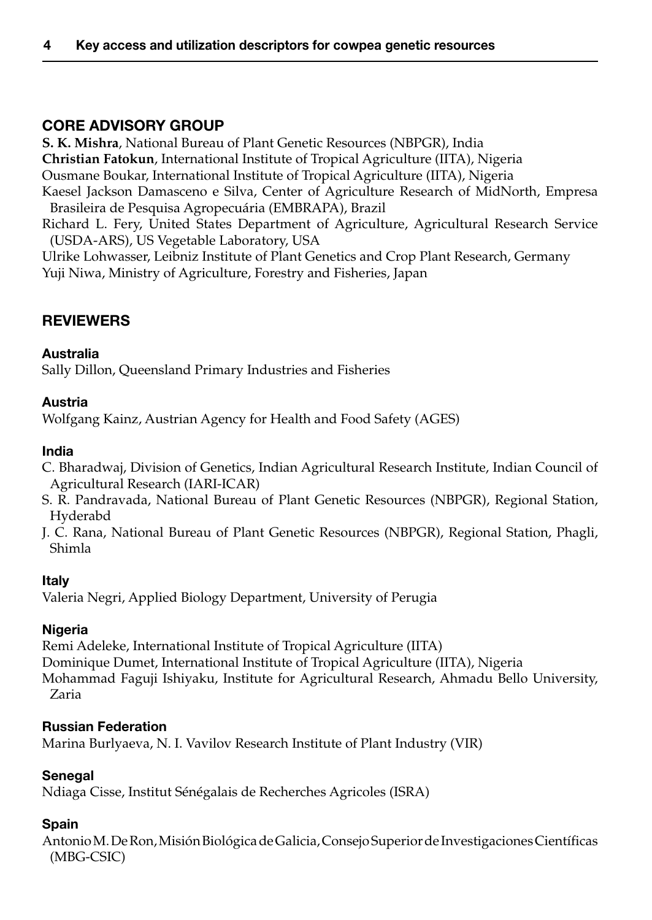## CORE ADVISORY GROUP

**S. K. Mishra**, National Bureau of Plant Genetic Resources (NBPGR), India
**Christian Fatokun**, International Institute of Tropical Agriculture (IITA), Nigeria
Ousmane Boukar, International Institute of Tropical Agriculture (IITA), Nigeria
Kaesel Jackson Damasceno e Silva, Center of Agriculture Research of MidNorth, Empresa Brasileira de Pesquisa Agropecuária (EMBRAPA), Brazil
Richard L. Fery, United States Department of Agriculture, Agricultural Research Service (USDA-ARS), US Vegetable Laboratory, USA
Ulrike Lohwasser, Leibniz Institute of Plant Genetics and Crop Plant Research, Germany
Yuji Niwa, Ministry of Agriculture, Forestry and Fisheries, Japan

## REVIEWERS

### Australia

Sally Dillon, Queensland Primary Industries and Fisheries

### Austria

Wolfgang Kainz, Austrian Agency for Health and Food Safety (AGES)

### India

C. Bharadwaj, Division of Genetics, Indian Agricultural Research Institute, Indian Council of Agricultural Research (IARI-ICAR)
S. R. Pandravada, National Bureau of Plant Genetic Resources (NBPGR), Regional Station, Hyderabd
J. C. Rana, National Bureau of Plant Genetic Resources (NBPGR), Regional Station, Phagli, Shimla

### Italy

Valeria Negri, Applied Biology Department, University of Perugia

### Nigeria

Remi Adeleke, International Institute of Tropical Agriculture (IITA)
Dominique Dumet, International Institute of Tropical Agriculture (IITA), Nigeria
Mohammad Faguji Ishiyaku, Institute for Agricultural Research, Ahmadu Bello University, Zaria

### Russian Federation

Marina Burlyaeva, N. I. Vavilov Research Institute of Plant Industry (VIR)

### Senegal

Ndiaga Cisse, Institut Sénégalais de Recherches Agricoles (ISRA)

### Spain

Antonio M. De Ron, Misión Biológica de Galicia, Consejo Superior de Investigaciones Científicas (MBG-CSIC)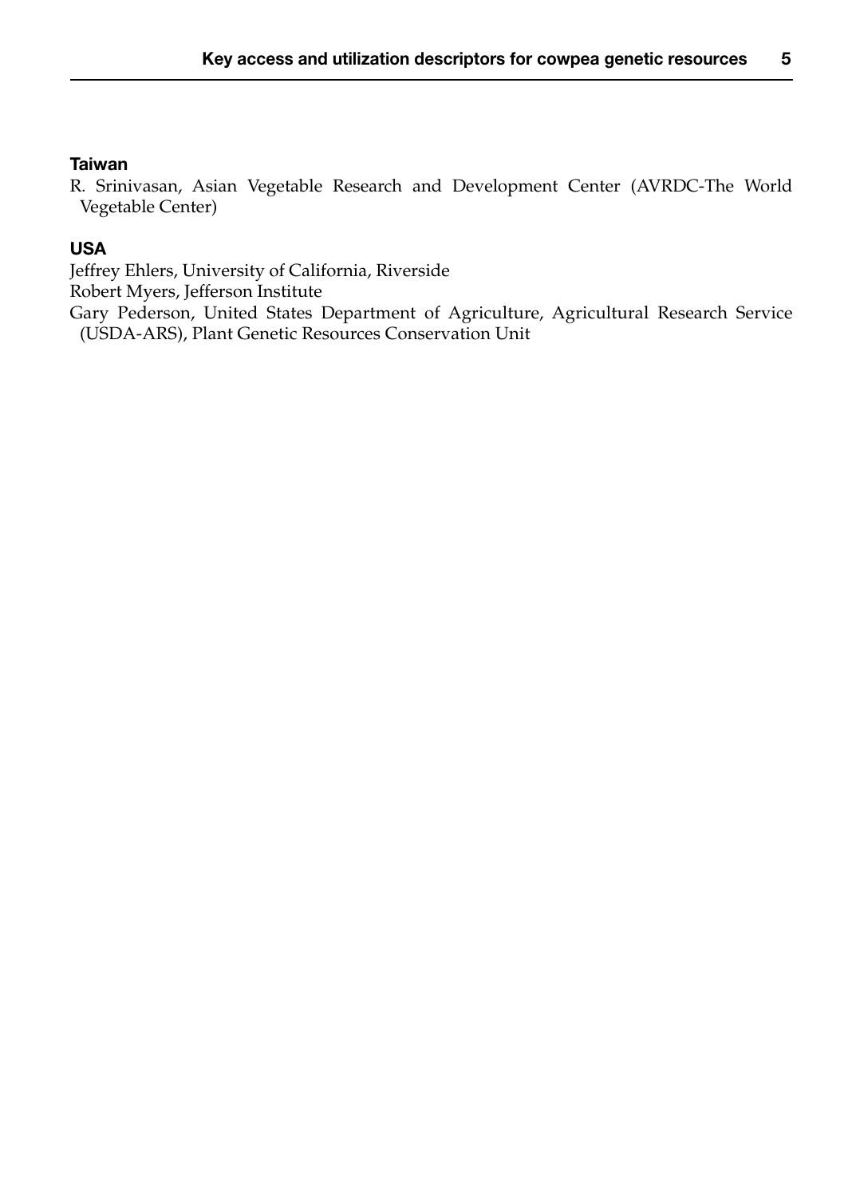**Taiwan**

R. Srinivasan, Asian Vegetable Research and Development Center (AVRDC-The World Vegetable Center)

**USA**

Jeffrey Ehlers, University of California, Riverside

Robert Myers, Jefferson Institute

Gary Pederson, United States Department of Agriculture, Agricultural Research Service (USDA-ARS), Plant Genetic Resources Conservation Unit